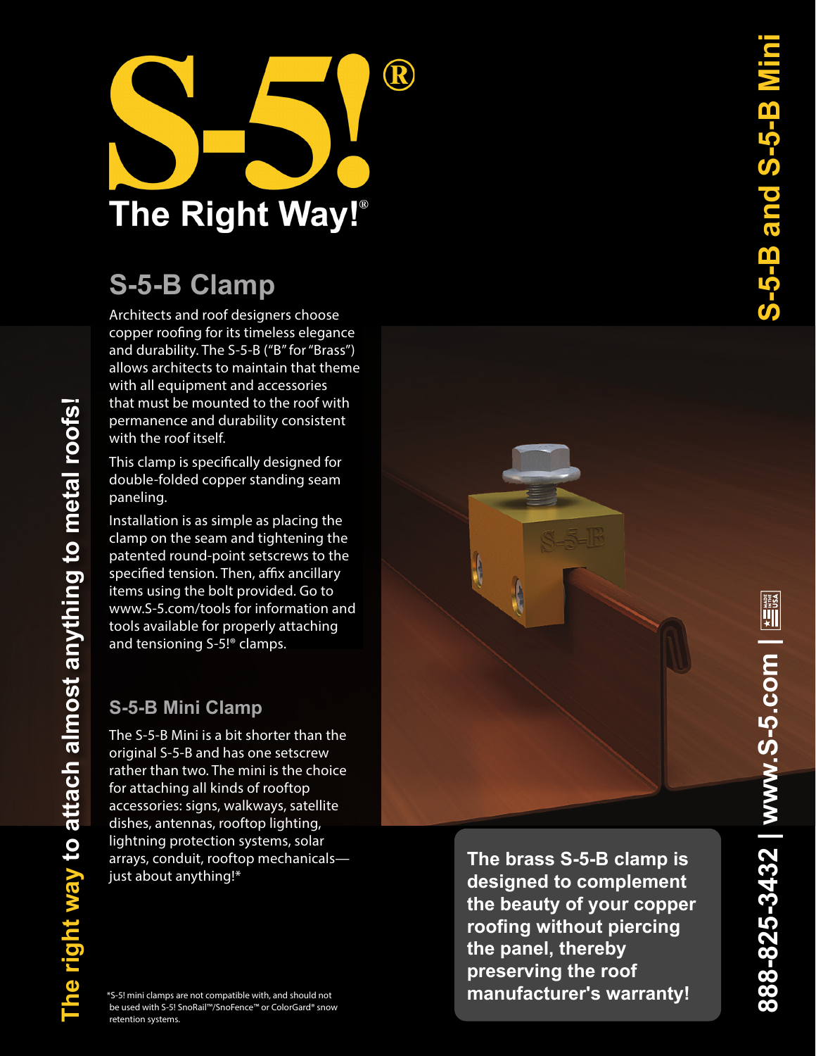# S-5!®

## The Right Way!®

## S-5-B Clamp

Architects and roof designers choose copper roofing for its timeless elegance and durability. The S-5-B ("B" for "Brass") allows architects to maintain that theme with all equipment and accessories that must be mounted to the roof with permanence and durability consistent with the roof itself.

This clamp is specifically designed for double-folded copper standing seam paneling.

Installation is as simple as placing the clamp on the seam and tightening the patented round-point setscrews to the specified tension. Then, affix ancillary items using the bolt provided. Go to www.S-5.com/tools for information and tools available for properly attaching and tensioning S-5!® clamps.

## S-5-B Mini Clamp

The S-5-B Mini is a bit shorter than the original S-5-B and has one setscrew rather than two. The mini is the choice for attaching all kinds of rooftop accessories: signs, walkways, satellite dishes, antennas, rooftop lighting, lightning protection systems, solar arrays, conduit, rooftop mechanicals—just about anything!*

**The brass S-5-B clamp is designed to complement the beauty of your copper roofing without piercing the panel, thereby preserving the roof manufacturer's warranty!**

*S-5! mini clamps are not compatible with, and should not be used with S-5! SnoRail™/SnoFence™ or ColorGard® snow retention systems.

**The right way to attach almost anything to metal roofs!**

**S-5-B and S-5-B Mini**

**888-825-3432 | www.S-5.com |** MADE IN USA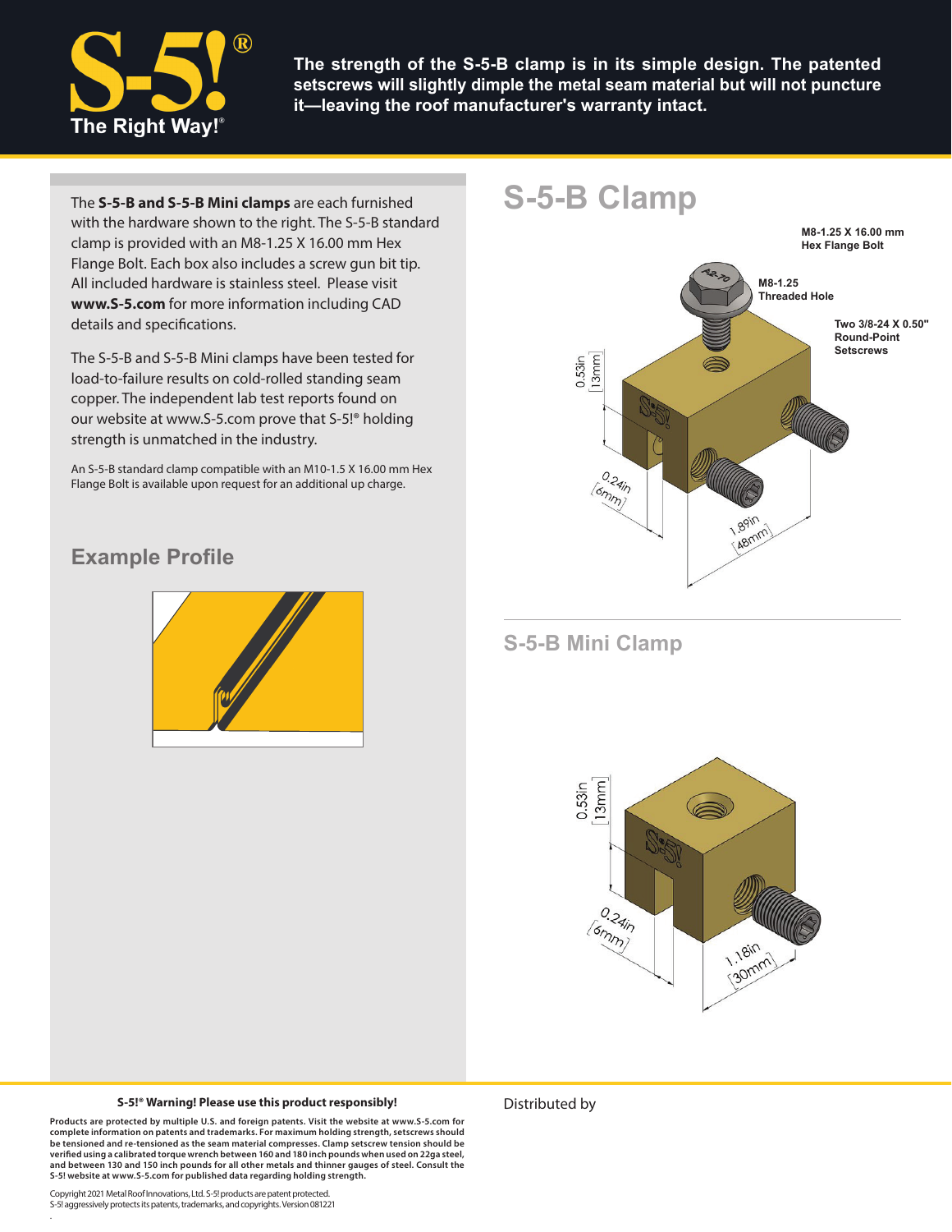S-5!® The Right Way!®

**The strength of the S-5-B clamp is in its simple design. The patented setscrews will slightly dimple the metal seam material but will not puncture it—leaving the roof manufacturer's warranty intact.**

The **S-5-B and S-5-B Mini clamps** are each furnished with the hardware shown to the right. The S-5-B standard clamp is provided with an M8-1.25 X 16.00 mm Hex Flange Bolt. Each box also includes a screw gun bit tip. All included hardware is stainless steel. Please visit **www.S-5.com** for more information including CAD details and specifications.

The S-5-B and S-5-B Mini clamps have been tested for load-to-failure results on cold-rolled standing seam copper. The independent lab test reports found on our website at www.S-5.com prove that S-5!® holding strength is unmatched in the industry.

An S-5-B standard clamp compatible with an M10-1.5 X 16.00 mm Hex Flange Bolt is available upon request for an additional up charge.

## Example Profile

## S-5-B Clamp

M8-1.25 X 16.00 mm Hex Flange Bolt

M8-1.25 Threaded Hole

Two 3/8-24 X 0.50" Round-Point Setscrews

0.53in [13mm]

0.24in [6mm]

1.89in [48mm]

## S-5-B Mini Clamp

0.53in [13mm]

0.24in [6mm]

1.18in [30mm]

**S-5!® Warning! Please use this product responsibly!**

**Products are protected by multiple U.S. and foreign patents. Visit the website at www.S-5.com for complete information on patents and trademarks. For maximum holding strength, setscrews should be tensioned and re-tensioned as the seam material compresses. Clamp setscrew tension should be verified using a calibrated torque wrench between 160 and 180 inch pounds when used on 22ga steel, and between 130 and 150 inch pounds for all other metals and thinner gauges of steel. Consult the S-5! website at www.S-5.com for published data regarding holding strength.**

Copyright 2021 Metal Roof Innovations, Ltd. S-5! products are patent protected.
S-5! aggressively protects its patents, trademarks, and copyrights. Version 081221

Distributed by